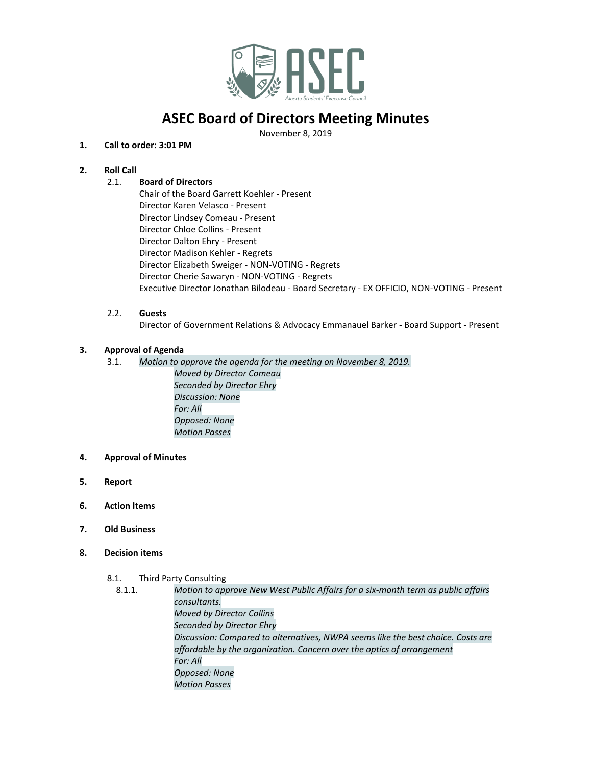# ASEC Board of Directors Meeting Minutes

November 8, 2019

1. **Call to order: 3:01 PM**

2. **Roll Call**

   2.1. **Board of Directors**

   Chair of the Board Garrett Koehler - Present
   Director Karen Velasco - Present
   Director Lindsey Comeau - Present
   Director Chloe Collins - Present
   Director Dalton Ehry - Present
   Director Madison Kehler - Regrets
   Director Elizabeth Sweiger - NON-VOTING - Regrets
   Director Cherie Sawaryn - NON-VOTING - Regrets
   Executive Director Jonathan Bilodeau - Board Secretary - EX OFFICIO, NON-VOTING - Present

   2.2. **Guests**

   Director of Government Relations & Advocacy Emmanauel Barker - Board Support - Present

3. **Approval of Agenda**

   3.1. *Motion to approve the agenda for the meeting on November 8, 2019.*
   *Moved by Director Comeau*
   *Seconded by Director Ehry*
   *Discussion: None*
   *For: All*
   *Opposed: None*
   *Motion Passes*

4. **Approval of Minutes**

5. **Report**

6. **Action Items**

7. **Old Business**

8. **Decision items**

   8.1. Third Party Consulting

   8.1.1. *Motion to approve New West Public Affairs for a six-month term as public affairs consultants.*
   *Moved by Director Collins*
   *Seconded by Director Ehry*
   *Discussion: Compared to alternatives, NWPA seems like the best choice. Costs are affordable by the organization. Concern over the optics of arrangement*
   *For: All*
   *Opposed: None*
   *Motion Passes*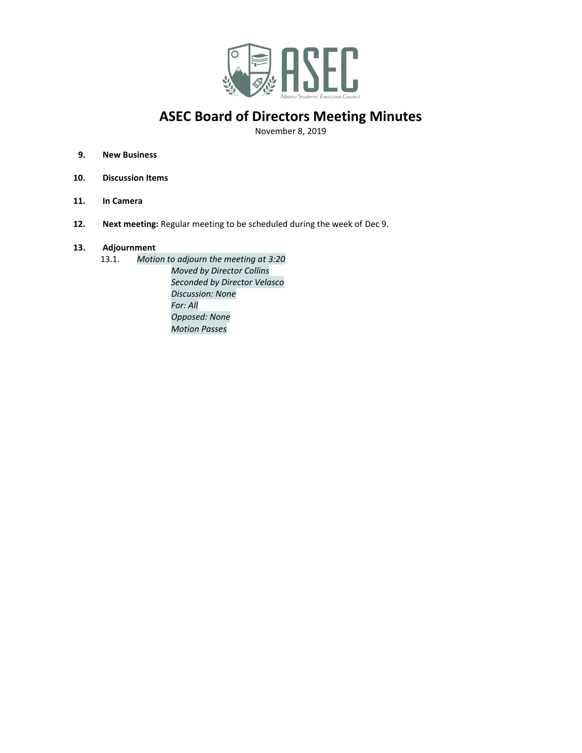# ASEC Board of Directors Meeting Minutes

November 8, 2019

9. **New Business**

10. **Discussion Items**

11. **In Camera**

12. **Next meeting:** Regular meeting to be scheduled during the week of Dec 9.

13. **Adjournment**
    - 13.1. *Motion to adjourn the meeting at 3:20*
      - *Moved by Director Collins*
      - *Seconded by Director Velasco*
      - *Discussion: None*
      - *For: All*
      - *Opposed: None*
      - *Motion Passes*